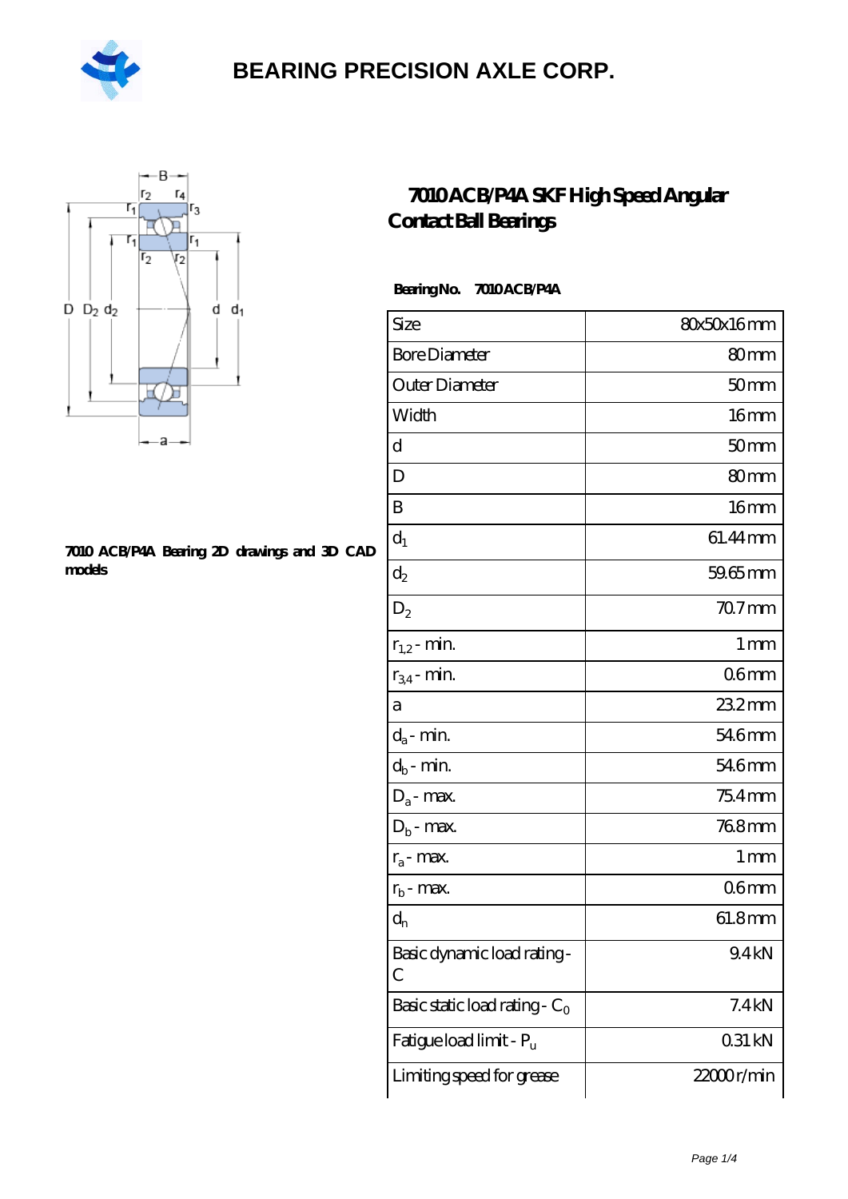# BEARING PRECISION AXLE CORP.

## 7010 ACB/P4A SKF High Speed Angular Contact Ball Bearings

**Bearing No. 7010 ACB/P4A**

**7010 ACB/P4A Bearing 2D drawings and 3D CAD models**

| Size | 80x50x16 mm |
|---|---|
| Bore Diameter | 80 mm |
| Outer Diameter | 50 mm |
| Width | 16 mm |
| d | 50 mm |
| D | 80 mm |
| B | 16 mm |
| $d_1$ | 61.44 mm |
| $d_2$ | 59.65 mm |
| $D_2$ | 70.7 mm |
| $r_{1,2}$ - min. | 1 mm |
| $r_{3,4}$ - min. | 0.6 mm |
| a | 23.2 mm |
| $d_a$ - min. | 54.6 mm |
| $d_b$ - min. | 54.6 mm |
| $D_a$ - max. | 75.4 mm |
| $D_b$ - max. | 76.8 mm |
| $r_a$ - max. | 1 mm |
| $r_b$ - max. | 0.6 mm |
| $d_n$ | 61.8 mm |
| Basic dynamic load rating - C | 9.4 kN |
| Basic static load rating - $C_0$ | 7.4 kN |
| Fatigue load limit - $P_u$ | 0.31 kN |
| Limiting speed for grease | 22000 r/min |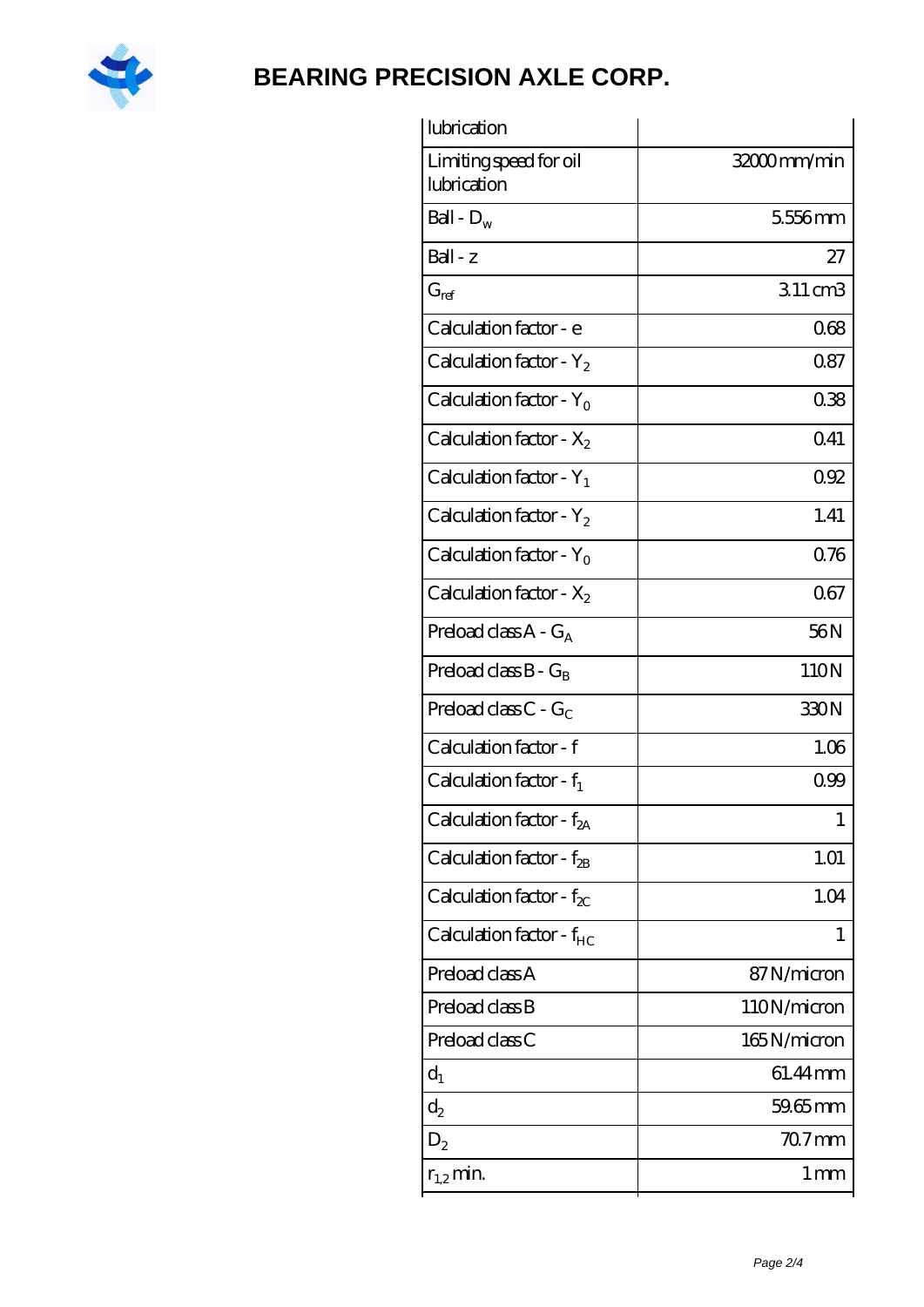| | |
|---|---|
| lubrication | |
| Limiting speed for oil lubrication | 32000 mm/min |
| Ball - $D_w$ | 5.556 mm |
| Ball - z | 27 |
| $G_{ref}$ | 3.11 cm3 |
| Calculation factor - e | 0.68 |
| Calculation factor - $Y_2$ | 0.87 |
| Calculation factor - $Y_0$ | 0.38 |
| Calculation factor - $X_2$ | 0.41 |
| Calculation factor - $Y_1$ | 0.92 |
| Calculation factor - $Y_2$ | 1.41 |
| Calculation factor - $Y_0$ | 0.76 |
| Calculation factor - $X_2$ | 0.67 |
| Preload class A - $G_A$ | 56 N |
| Preload class B - $G_B$ | 110 N |
| Preload class C - $G_C$ | 330 N |
| Calculation factor - f | 1.06 |
| Calculation factor - $f_1$ | 0.99 |
| Calculation factor - $f_{2A}$ | 1 |
| Calculation factor - $f_{2B}$ | 1.01 |
| Calculation factor - $f_{2C}$ | 1.04 |
| Calculation factor - $f_{HC}$ | 1 |
| Preload class A | 87 N/micron |
| Preload class B | 110 N/micron |
| Preload class C | 165 N/micron |
| $d_1$ | 61.44 mm |
| $d_2$ | 59.65 mm |
| $D_2$ | 70.7 mm |
| $r_{1,2}$ min. | 1 mm |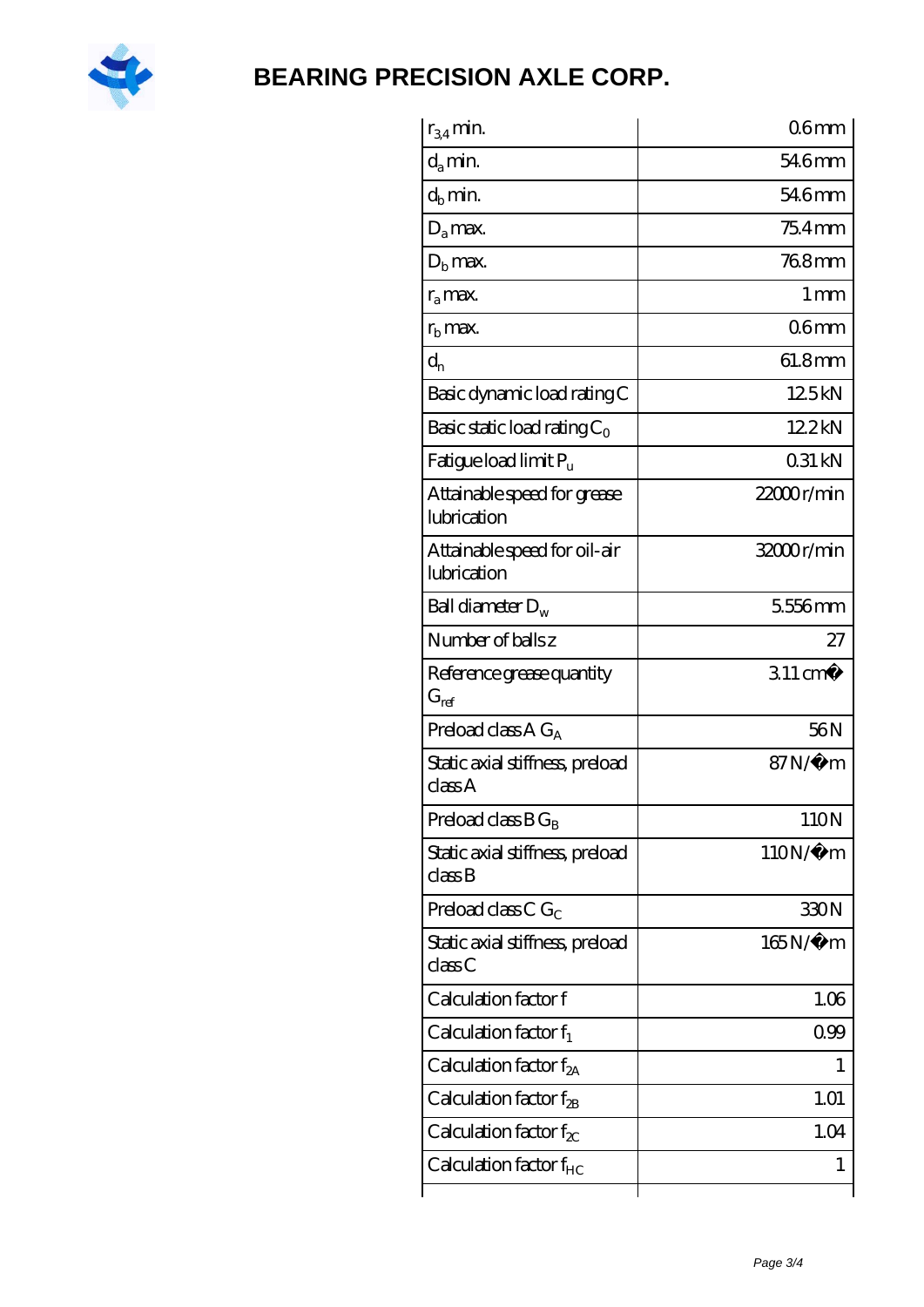| | |
|---|---|
| $r_{3,4}$ min. | 0.6 mm |
| $d_a$ min. | 54.6 mm |
| $d_b$ min. | 54.6 mm |
| $D_a$ max. | 75.4 mm |
| $D_b$ max. | 76.8 mm |
| $r_a$ max. | 1 mm |
| $r_b$ max. | 0.6 mm |
| $d_n$ | 61.8 mm |
| Basic dynamic load rating C | 12.5 kN |
| Basic static load rating $C_0$ | 12.2 kN |
| Fatigue load limit $P_u$ | 0.31 kN |
| Attainable speed for grease lubrication | 22000 r/min |
| Attainable speed for oil-air lubrication | 32000 r/min |
| Ball diameter $D_w$ | 5.556 mm |
| Number of balls z | 27 |
| Reference grease quantity $G_{ref}$ | 3.11 cm� |
| Preload class A $G_A$ | 56 N |
| Static axial stiffness, preload class A | 87 N/�m |
| Preload class B $G_B$ | 110 N |
| Static axial stiffness, preload class B | 110 N/�m |
| Preload class C $G_C$ | 330 N |
| Static axial stiffness, preload class C | 165 N/�m |
| Calculation factor f | 1.06 |
| Calculation factor $f_1$ | 0.99 |
| Calculation factor $f_{2A}$ | 1 |
| Calculation factor $f_{2B}$ | 1.01 |
| Calculation factor $f_{2C}$ | 1.04 |
| Calculation factor $f_{HC}$ | 1 |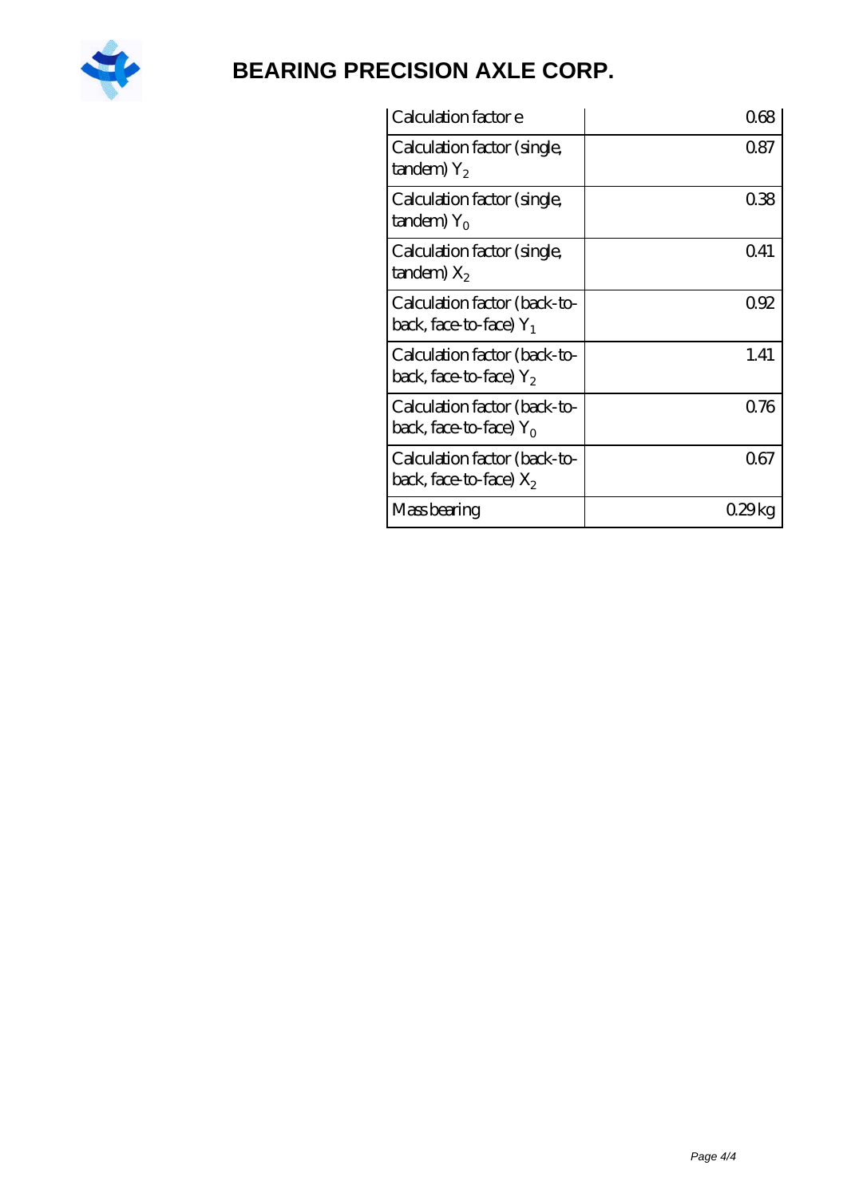# BEARING PRECISION AXLE CORP.

| | |
|---|---|
| Calculation factor e | 0.68 |
| Calculation factor (single, tandem) $Y_2$ | 0.87 |
| Calculation factor (single, tandem) $Y_0$ | 0.38 |
| Calculation factor (single, tandem) $X_2$ | 0.41 |
| Calculation factor (back-to-back, face-to-face) $Y_1$ | 0.92 |
| Calculation factor (back-to-back, face-to-face) $Y_2$ | 1.41 |
| Calculation factor (back-to-back, face-to-face) $Y_0$ | 0.76 |
| Calculation factor (back-to-back, face-to-face) $X_2$ | 0.67 |
| Mass bearing | 0.29 kg |